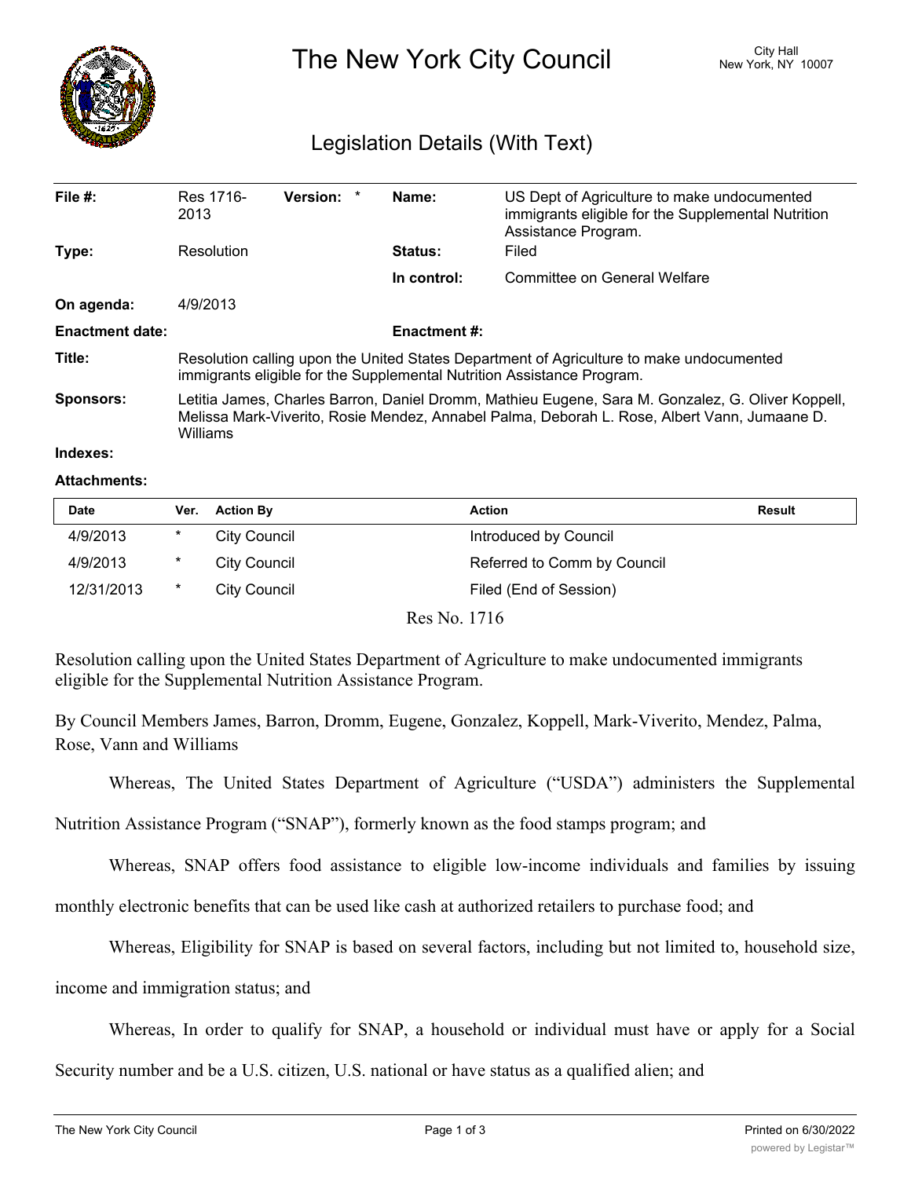# The New York City Council

City Hall
New York, NY 10007

## Legislation Details (With Text)

| | | | |
|---|---|---|---|
| **File #:** | Res 1716-2013 **Version:** * | **Name:** | US Dept of Agriculture to make undocumented immigrants eligible for the Supplemental Nutrition Assistance Program. |
| **Type:** | Resolution | **Status:** | Filed |
| | | **In control:** | Committee on General Welfare |
| **On agenda:** | 4/9/2013 | | |
| **Enactment date:** | | **Enactment #:** | |

**Title:** Resolution calling upon the United States Department of Agriculture to make undocumented immigrants eligible for the Supplemental Nutrition Assistance Program.

**Sponsors:** Letitia James, Charles Barron, Daniel Dromm, Mathieu Eugene, Sara M. Gonzalez, G. Oliver Koppell, Melissa Mark-Viverito, Rosie Mendez, Annabel Palma, Deborah L. Rose, Albert Vann, Jumaane D. Williams

**Indexes:**

**Attachments:**

| Date | Ver. | Action By | Action | Result |
|---|---|---|---|---|
| 4/9/2013 | * | City Council | Introduced by Council | |
| 4/9/2013 | * | City Council | Referred to Comm by Council | |
| 12/31/2013 | * | City Council | Filed (End of Session) | |

Res No. 1716

Resolution calling upon the United States Department of Agriculture to make undocumented immigrants eligible for the Supplemental Nutrition Assistance Program.

By Council Members James, Barron, Dromm, Eugene, Gonzalez, Koppell, Mark-Viverito, Mendez, Palma, Rose, Vann and Williams

Whereas, The United States Department of Agriculture ("USDA") administers the Supplemental Nutrition Assistance Program ("SNAP"), formerly known as the food stamps program; and

Whereas, SNAP offers food assistance to eligible low-income individuals and families by issuing monthly electronic benefits that can be used like cash at authorized retailers to purchase food; and

Whereas, Eligibility for SNAP is based on several factors, including but not limited to, household size, income and immigration status; and

Whereas, In order to qualify for SNAP, a household or individual must have or apply for a Social Security number and be a U.S. citizen, U.S. national or have status as a qualified alien; and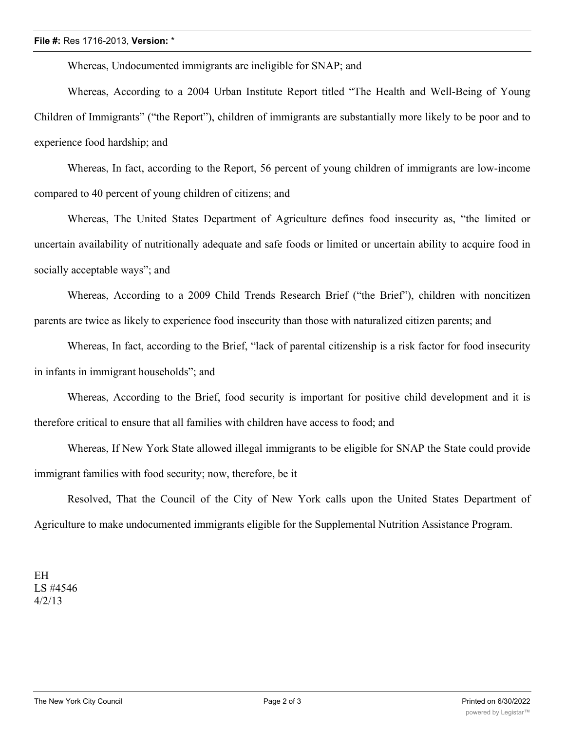Whereas, Undocumented immigrants are ineligible for SNAP; and

Whereas, According to a 2004 Urban Institute Report titled "The Health and Well-Being of Young Children of Immigrants" ("the Report"), children of immigrants are substantially more likely to be poor and to experience food hardship; and

Whereas, In fact, according to the Report, 56 percent of young children of immigrants are low-income compared to 40 percent of young children of citizens; and

Whereas, The United States Department of Agriculture defines food insecurity as, "the limited or uncertain availability of nutritionally adequate and safe foods or limited or uncertain ability to acquire food in socially acceptable ways"; and

Whereas, According to a 2009 Child Trends Research Brief ("the Brief"), children with noncitizen parents are twice as likely to experience food insecurity than those with naturalized citizen parents; and

Whereas, In fact, according to the Brief, "lack of parental citizenship is a risk factor for food insecurity in infants in immigrant households"; and

Whereas, According to the Brief, food security is important for positive child development and it is therefore critical to ensure that all families with children have access to food; and

Whereas, If New York State allowed illegal immigrants to be eligible for SNAP the State could provide immigrant families with food security; now, therefore, be it

Resolved, That the Council of the City of New York calls upon the United States Department of Agriculture to make undocumented immigrants eligible for the Supplemental Nutrition Assistance Program.

EH
LS #4546
4/2/13